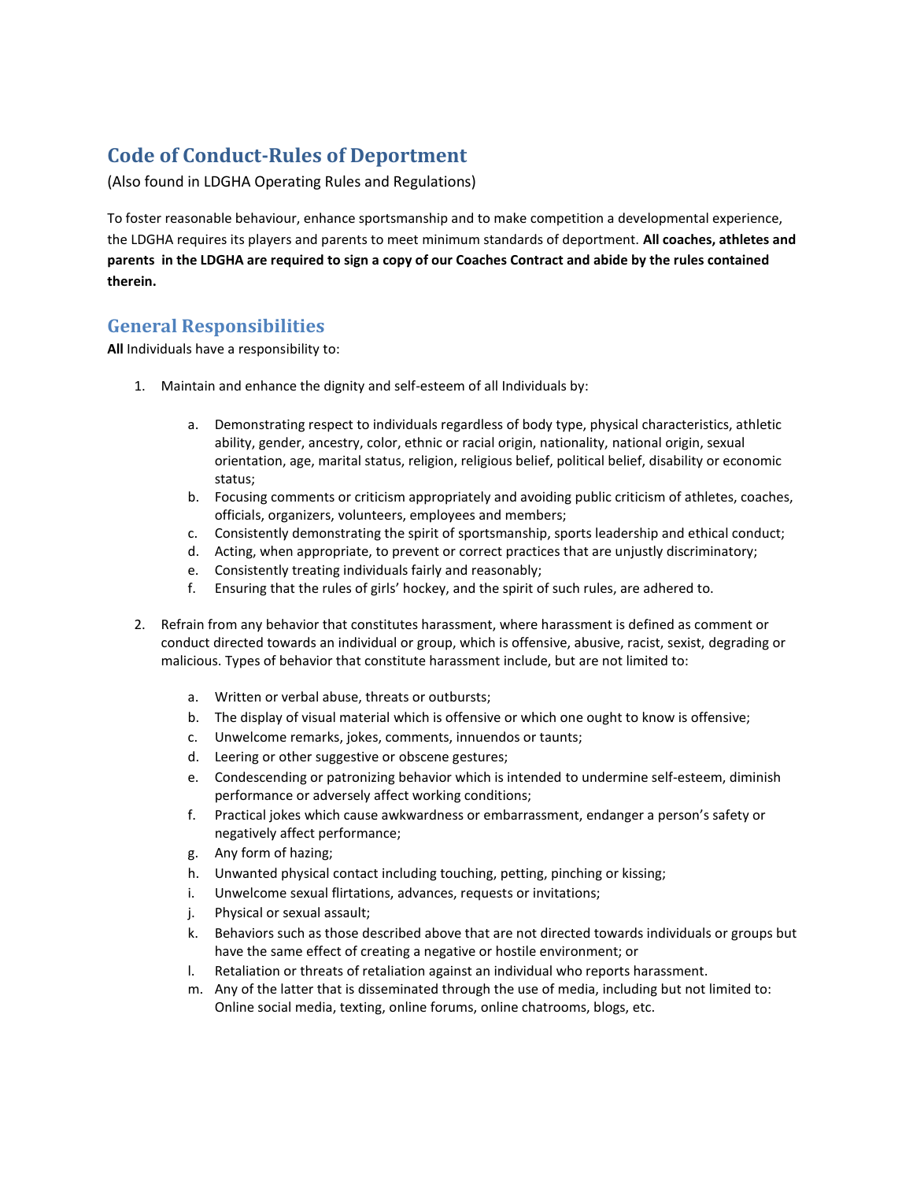# Code of Conduct-Rules of Deportment

(Also found in LDGHA Operating Rules and Regulations)

To foster reasonable behaviour, enhance sportsmanship and to make competition a developmental experience, the LDGHA requires its players and parents to meet minimum standards of deportment. **All coaches, athletes and parents in the LDGHA are required to sign a copy of our Coaches Contract and abide by the rules contained therein.**

## General Responsibilities

**All** Individuals have a responsibility to:

1. Maintain and enhance the dignity and self-esteem of all Individuals by:

    a. Demonstrating respect to individuals regardless of body type, physical characteristics, athletic ability, gender, ancestry, color, ethnic or racial origin, nationality, national origin, sexual orientation, age, marital status, religion, religious belief, political belief, disability or economic status;
    b. Focusing comments or criticism appropriately and avoiding public criticism of athletes, coaches, officials, organizers, volunteers, employees and members;
    c. Consistently demonstrating the spirit of sportsmanship, sports leadership and ethical conduct;
    d. Acting, when appropriate, to prevent or correct practices that are unjustly discriminatory;
    e. Consistently treating individuals fairly and reasonably;
    f. Ensuring that the rules of girls' hockey, and the spirit of such rules, are adhered to.

2. Refrain from any behavior that constitutes harassment, where harassment is defined as comment or conduct directed towards an individual or group, which is offensive, abusive, racist, sexist, degrading or malicious. Types of behavior that constitute harassment include, but are not limited to:

    a. Written or verbal abuse, threats or outbursts;
    b. The display of visual material which is offensive or which one ought to know is offensive;
    c. Unwelcome remarks, jokes, comments, innuendos or taunts;
    d. Leering or other suggestive or obscene gestures;
    e. Condescending or patronizing behavior which is intended to undermine self-esteem, diminish performance or adversely affect working conditions;
    f. Practical jokes which cause awkwardness or embarrassment, endanger a person's safety or negatively affect performance;
    g. Any form of hazing;
    h. Unwanted physical contact including touching, petting, pinching or kissing;
    i. Unwelcome sexual flirtations, advances, requests or invitations;
    j. Physical or sexual assault;
    k. Behaviors such as those described above that are not directed towards individuals or groups but have the same effect of creating a negative or hostile environment; or
    l. Retaliation or threats of retaliation against an individual who reports harassment.
    m. Any of the latter that is disseminated through the use of media, including but not limited to: Online social media, texting, online forums, online chatrooms, blogs, etc.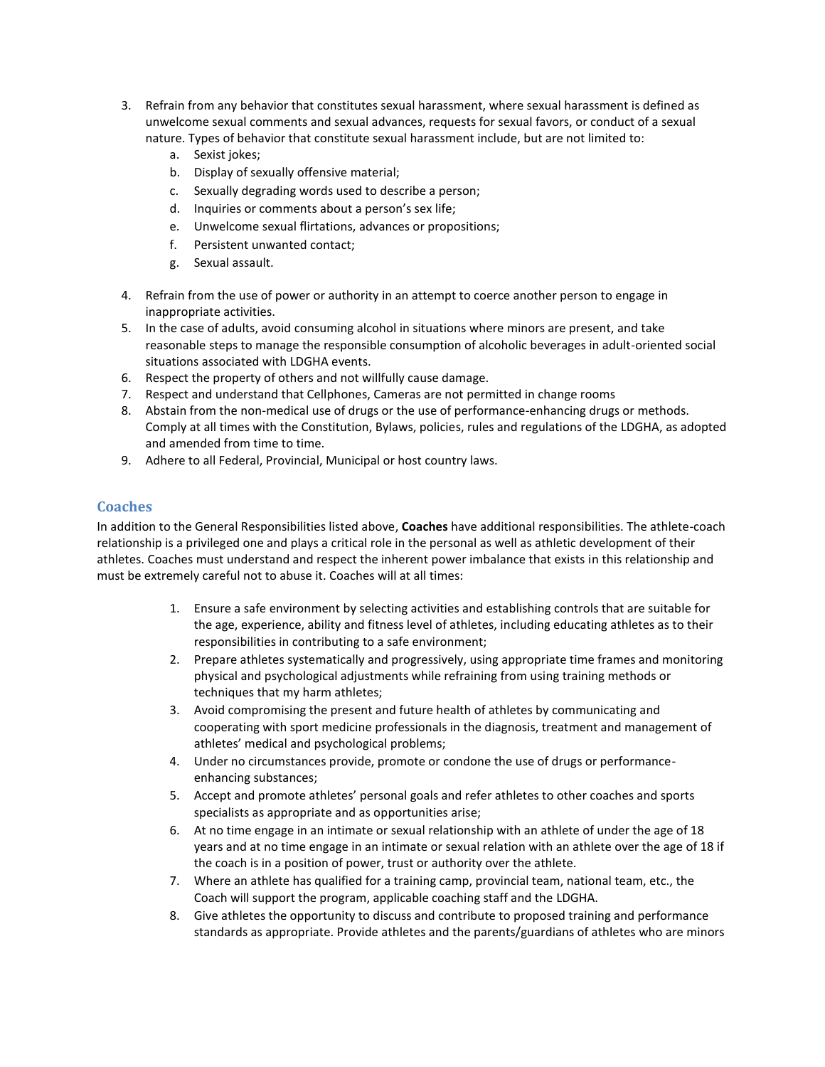3. Refrain from any behavior that constitutes sexual harassment, where sexual harassment is defined as unwelcome sexual comments and sexual advances, requests for sexual favors, or conduct of a sexual nature. Types of behavior that constitute sexual harassment include, but are not limited to:
    a. Sexist jokes;
    b. Display of sexually offensive material;
    c. Sexually degrading words used to describe a person;
    d. Inquiries or comments about a person's sex life;
    e. Unwelcome sexual flirtations, advances or propositions;
    f. Persistent unwanted contact;
    g. Sexual assault.
4. Refrain from the use of power or authority in an attempt to coerce another person to engage in inappropriate activities.
5. In the case of adults, avoid consuming alcohol in situations where minors are present, and take reasonable steps to manage the responsible consumption of alcoholic beverages in adult-oriented social situations associated with LDGHA events.
6. Respect the property of others and not willfully cause damage.
7. Respect and understand that Cellphones, Cameras are not permitted in change rooms
8. Abstain from the non-medical use of drugs or the use of performance-enhancing drugs or methods. Comply at all times with the Constitution, Bylaws, policies, rules and regulations of the LDGHA, as adopted and amended from time to time.
9. Adhere to all Federal, Provincial, Municipal or host country laws.

## Coaches

In addition to the General Responsibilities listed above, **Coaches** have additional responsibilities. The athlete-coach relationship is a privileged one and plays a critical role in the personal as well as athletic development of their athletes. Coaches must understand and respect the inherent power imbalance that exists in this relationship and must be extremely careful not to abuse it. Coaches will at all times:

1. Ensure a safe environment by selecting activities and establishing controls that are suitable for the age, experience, ability and fitness level of athletes, including educating athletes as to their responsibilities in contributing to a safe environment;
2. Prepare athletes systematically and progressively, using appropriate time frames and monitoring physical and psychological adjustments while refraining from using training methods or techniques that my harm athletes;
3. Avoid compromising the present and future health of athletes by communicating and cooperating with sport medicine professionals in the diagnosis, treatment and management of athletes' medical and psychological problems;
4. Under no circumstances provide, promote or condone the use of drugs or performance-enhancing substances;
5. Accept and promote athletes' personal goals and refer athletes to other coaches and sports specialists as appropriate and as opportunities arise;
6. At no time engage in an intimate or sexual relationship with an athlete of under the age of 18 years and at no time engage in an intimate or sexual relation with an athlete over the age of 18 if the coach is in a position of power, trust or authority over the athlete.
7. Where an athlete has qualified for a training camp, provincial team, national team, etc., the Coach will support the program, applicable coaching staff and the LDGHA.
8. Give athletes the opportunity to discuss and contribute to proposed training and performance standards as appropriate. Provide athletes and the parents/guardians of athletes who are minors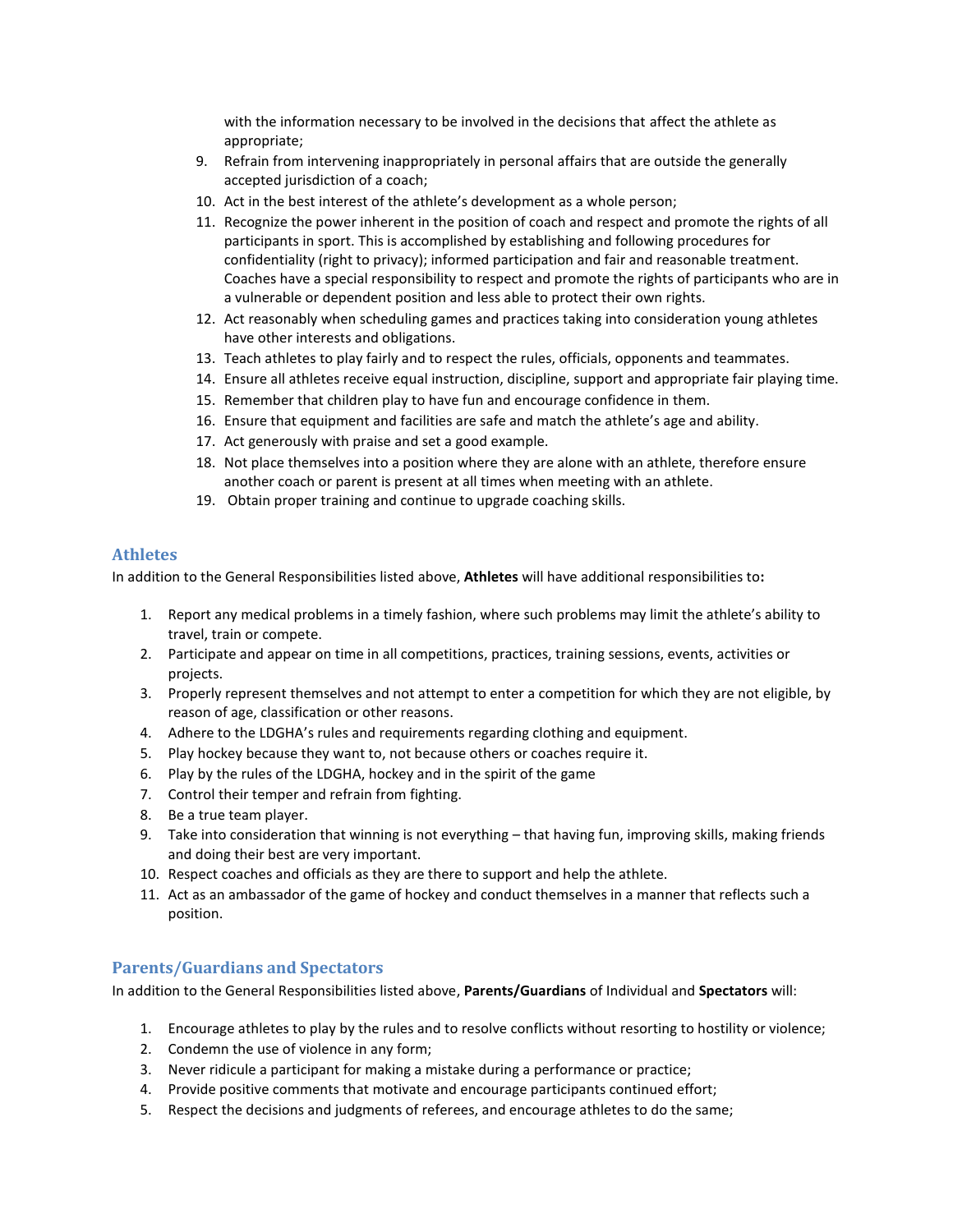with the information necessary to be involved in the decisions that affect the athlete as appropriate;

9. Refrain from intervening inappropriately in personal affairs that are outside the generally accepted jurisdiction of a coach;
10. Act in the best interest of the athlete's development as a whole person;
11. Recognize the power inherent in the position of coach and respect and promote the rights of all participants in sport. This is accomplished by establishing and following procedures for confidentiality (right to privacy); informed participation and fair and reasonable treatment. Coaches have a special responsibility to respect and promote the rights of participants who are in a vulnerable or dependent position and less able to protect their own rights.
12. Act reasonably when scheduling games and practices taking into consideration young athletes have other interests and obligations.
13. Teach athletes to play fairly and to respect the rules, officials, opponents and teammates.
14. Ensure all athletes receive equal instruction, discipline, support and appropriate fair playing time.
15. Remember that children play to have fun and encourage confidence in them.
16. Ensure that equipment and facilities are safe and match the athlete's age and ability.
17. Act generously with praise and set a good example.
18. Not place themselves into a position where they are alone with an athlete, therefore ensure another coach or parent is present at all times when meeting with an athlete.
19. Obtain proper training and continue to upgrade coaching skills.

### Athletes

In addition to the General Responsibilities listed above, **Athletes** will have additional responsibilities to**:**

1. Report any medical problems in a timely fashion, where such problems may limit the athlete's ability to travel, train or compete.
2. Participate and appear on time in all competitions, practices, training sessions, events, activities or projects.
3. Properly represent themselves and not attempt to enter a competition for which they are not eligible, by reason of age, classification or other reasons.
4. Adhere to the LDGHA's rules and requirements regarding clothing and equipment.
5. Play hockey because they want to, not because others or coaches require it.
6. Play by the rules of the LDGHA, hockey and in the spirit of the game
7. Control their temper and refrain from fighting.
8. Be a true team player.
9. Take into consideration that winning is not everything – that having fun, improving skills, making friends and doing their best are very important.
10. Respect coaches and officials as they are there to support and help the athlete.
11. Act as an ambassador of the game of hockey and conduct themselves in a manner that reflects such a position.

### Parents/Guardians and Spectators

In addition to the General Responsibilities listed above, **Parents/Guardians** of Individual and **Spectators** will:

1. Encourage athletes to play by the rules and to resolve conflicts without resorting to hostility or violence;
2. Condemn the use of violence in any form;
3. Never ridicule a participant for making a mistake during a performance or practice;
4. Provide positive comments that motivate and encourage participants continued effort;
5. Respect the decisions and judgments of referees, and encourage athletes to do the same;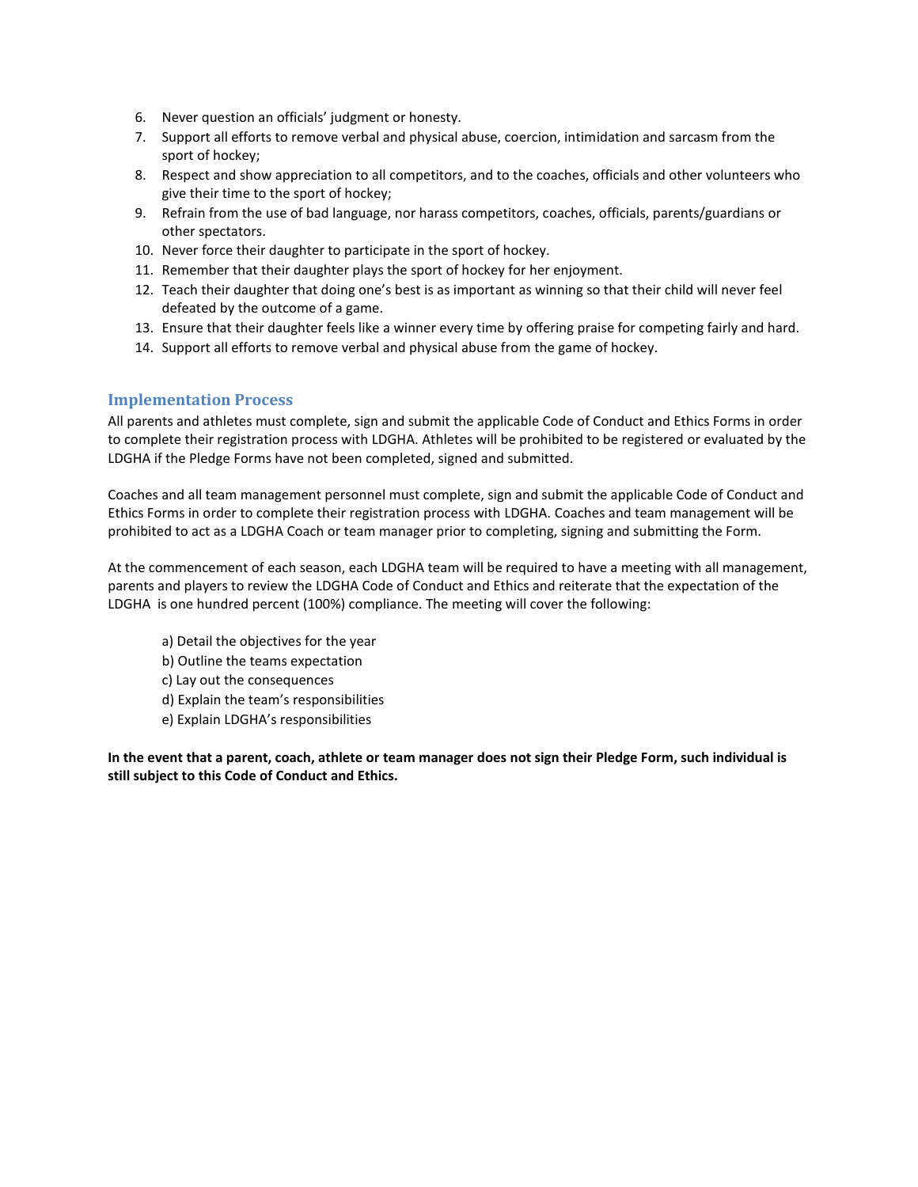6. Never question an officials' judgment or honesty.
7. Support all efforts to remove verbal and physical abuse, coercion, intimidation and sarcasm from the sport of hockey;
8. Respect and show appreciation to all competitors, and to the coaches, officials and other volunteers who give their time to the sport of hockey;
9. Refrain from the use of bad language, nor harass competitors, coaches, officials, parents/guardians or other spectators.
10. Never force their daughter to participate in the sport of hockey.
11. Remember that their daughter plays the sport of hockey for her enjoyment.
12. Teach their daughter that doing one's best is as important as winning so that their child will never feel defeated by the outcome of a game.
13. Ensure that their daughter feels like a winner every time by offering praise for competing fairly and hard.
14. Support all efforts to remove verbal and physical abuse from the game of hockey.

## Implementation Process

All parents and athletes must complete, sign and submit the applicable Code of Conduct and Ethics Forms in order to complete their registration process with LDGHA. Athletes will be prohibited to be registered or evaluated by the LDGHA if the Pledge Forms have not been completed, signed and submitted.

Coaches and all team management personnel must complete, sign and submit the applicable Code of Conduct and Ethics Forms in order to complete their registration process with LDGHA. Coaches and team management will be prohibited to act as a LDGHA Coach or team manager prior to completing, signing and submitting the Form.

At the commencement of each season, each LDGHA team will be required to have a meeting with all management, parents and players to review the LDGHA Code of Conduct and Ethics and reiterate that the expectation of the LDGHA is one hundred percent (100%) compliance. The meeting will cover the following:

a) Detail the objectives for the year
b) Outline the teams expectation
c) Lay out the consequences
d) Explain the team's responsibilities
e) Explain LDGHA's responsibilities

**In the event that a parent, coach, athlete or team manager does not sign their Pledge Form, such individual is still subject to this Code of Conduct and Ethics.**